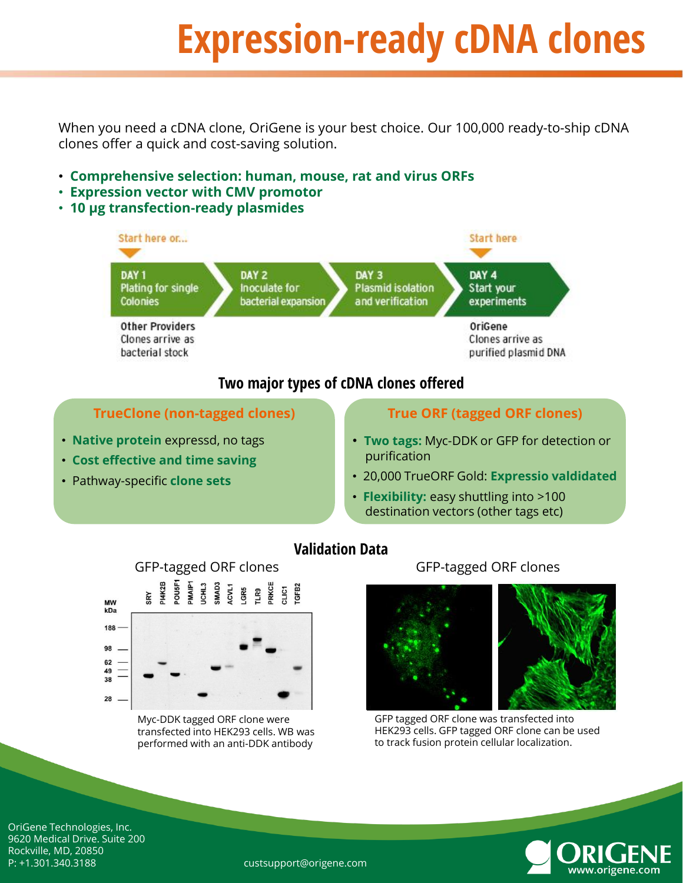# Expression-ready cDNA clones

When you need a cDNA clone, OriGene is your best choice. Our 100,000 ready-to-ship cDNA clones offer a quick and cost-saving solution.

- **Comprehensive selection: human, mouse, rat and virus ORFs**
- **Expression vector with CMV promotor**
- **10 µg transfection-ready plasmides**

Start here or...

Start here

**DAY 1** Plating for single Colonies → **DAY 2** Inoculate for bacterial expansion → **DAY 3** Plasmid isolation and verification → **DAY 4** Start your experiments

**Other Providers** Clones arrive as bacterial stock

**OriGene** Clones arrive as purified plasmid DNA

## Two major types of cDNA clones offered

### TrueClone (non-tagged clones)

- **Native protein** expressd, no tags
- **Cost effective and time saving**
- Pathway-specific **clone sets**

### True ORF (tagged ORF clones)

- **Two tags:** Myc-DDK or GFP for detection or purification
- 20,000 TrueORF Gold: **Expressio valdidated**
- **Flexibility:** easy shuttling into >100 destination vectors (other tags etc)

## Validation Data

GFP-tagged ORF clones

MW kDa: 188, 98, 62, 49, 38, 28

SRY, PI4K2B, POU5F1, PMAIP1, UCHL3, SMAD3, ACVL1, LGR5, TLR9, PRKCE, CLIC1, TGFB2

Myc-DDK tagged ORF clone were transfected into HEK293 cells. WB was performed with an anti-DDK antibody

GFP-tagged ORF clones

GFP tagged ORF clone was transfected into HEK293 cells. GFP tagged ORF clone can be used to track fusion protein cellular localization.

OriGene Technologies, Inc.
9620 Medical Drive. Suite 200
Rockville, MD, 20850
P: +1.301.340.3188

custsupport@origene.com

ORIGENE
www.origene.com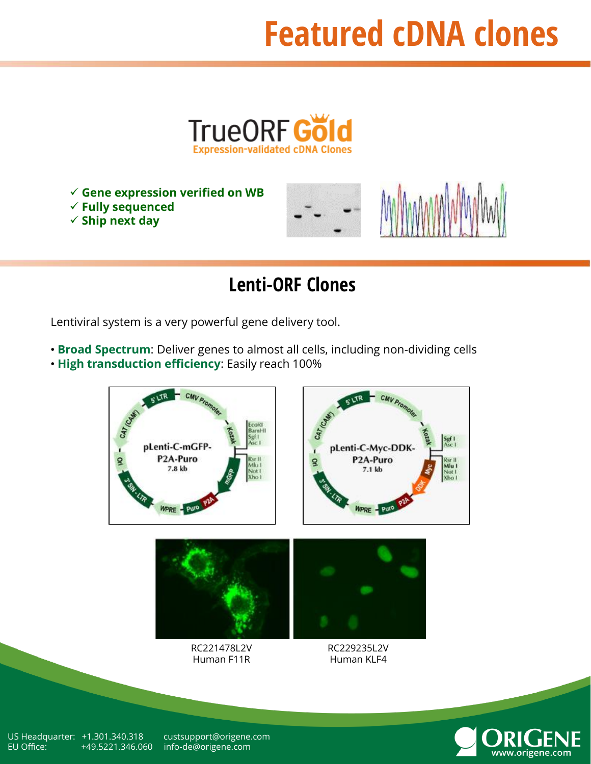# Featured cDNA clones

TrueORF Gold

Expression-validated cDNA Clones

- ✓ Gene expression verified on WB
- ✓ Fully sequenced
- ✓ Ship next day

## Lenti-ORF Clones

Lentiviral system is a very powerful gene delivery tool.

- **Broad Spectrum**: Deliver genes to almost all cells, including non-dividing cells
- **High transduction efficiency**: Easily reach 100%

pLenti-C-mGFP-P2A-Puro
7.8 kb

5' LTR
CMV Promoter
Kozak
EcoRI
BamHI
Sgf I
Asc I
Rsr II
Mlu I
Not I
Xho I
mGFP
P2A
Puro
WPRE
3' SIN-LTR
ori
CAT (CAM^r)

pLenti-C-Myc-DDK-P2A-Puro
7.1 kb

5' LTR
CMV Promoter
Kozak
Sgf I
Asc I
Rsr II
Mlu I
Not I
Xho I
Myc
DDK
P2A
Puro
WPRE
3' SIN-LTR
ori
CAT (CAM^r)

RC221478L2V
Human F11R

RC229235L2V
Human KLF4

US Headquarter: +1.301.340.318 custsupport@origene.com
EU Office: +49.5221.346.060 info-de@origene.com

ORIGENE
www.origene.com